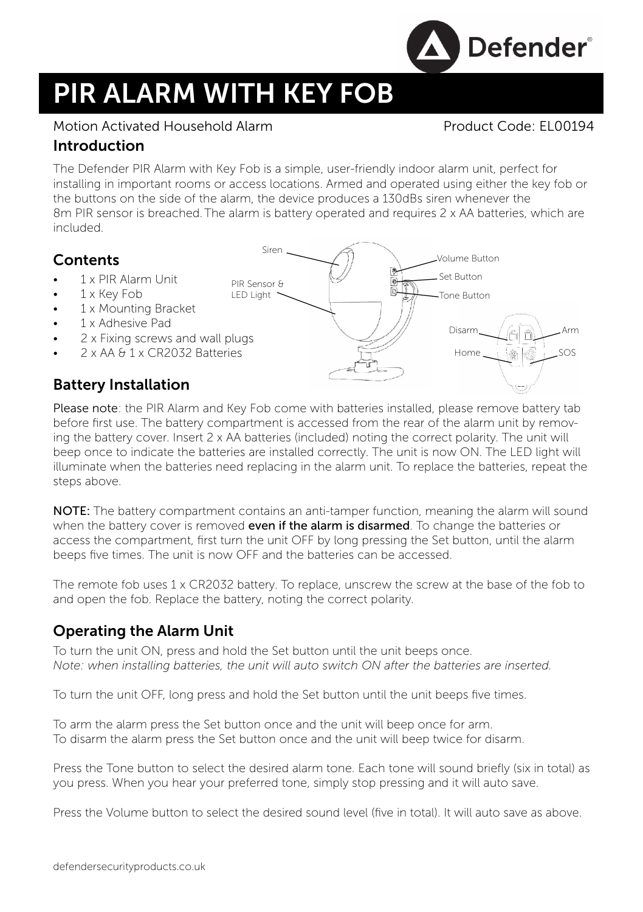Defender

# PIR ALARM WITH KEY FOB

Motion Activated Household Alarm Product Code: EL00194

## Introduction

The Defender PIR Alarm with Key Fob is a simple, user-friendly indoor alarm unit, perfect for installing in important rooms or access locations. Armed and operated using either the key fob or the buttons on the side of the alarm, the device produces a 130dBs siren whenever the 8m PIR sensor is breached. The alarm is battery operated and requires 2 x AA batteries, which are included.

## Contents

- 1 x PIR Alarm Unit
- 1 x Key Fob
- 1 x Mounting Bracket
- 1 x Adhesive Pad
- 2 x Fixing screws and wall plugs
- 2 x AA & 1 x CR2032 Batteries

Siren

PIR Sensor & LED Light

Volume Button

Set Button

Tone Button

Disarm

Arm

Home

SOS

## Battery Installation

**Please note**: the PIR Alarm and Key Fob come with batteries installed, please remove battery tab before first use. The battery compartment is accessed from the rear of the alarm unit by removing the battery cover. Insert 2 x AA batteries (included) noting the correct polarity. The unit will beep once to indicate the batteries are installed correctly. The unit is now ON. The LED light will illuminate when the batteries need replacing in the alarm unit. To replace the batteries, repeat the steps above.

**NOTE:** The battery compartment contains an anti-tamper function, meaning the alarm will sound when the battery cover is removed **even if the alarm is disarmed**. To change the batteries or access the compartment, first turn the unit OFF by long pressing the Set button, until the alarm beeps five times. The unit is now OFF and the batteries can be accessed.

The remote fob uses 1 x CR2032 battery. To replace, unscrew the screw at the base of the fob to and open the fob. Replace the battery, noting the correct polarity.

## Operating the Alarm Unit

To turn the unit ON, press and hold the Set button until the unit beeps once.
*Note: when installing batteries, the unit will auto switch ON after the batteries are inserted.*

To turn the unit OFF, long press and hold the Set button until the unit beeps five times.

To arm the alarm press the Set button once and the unit will beep once for arm.
To disarm the alarm press the Set button once and the unit will beep twice for disarm.

Press the Tone button to select the desired alarm tone. Each tone will sound briefly (six in total) as you press. When you hear your preferred tone, simply stop pressing and it will auto save.

Press the Volume button to select the desired sound level (five in total). It will auto save as above.

defendersecurityproducts.co.uk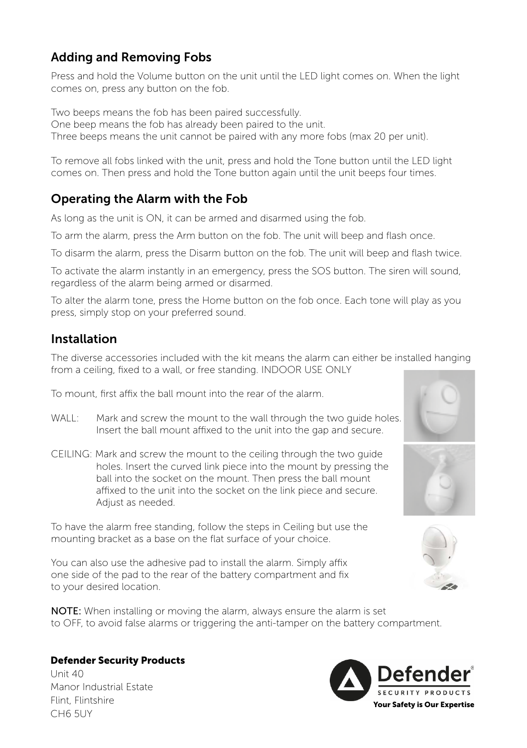## Adding and Removing Fobs

Press and hold the Volume button on the unit until the LED light comes on. When the light comes on, press any button on the fob.

Two beeps means the fob has been paired successfully.
One beep means the fob has already been paired to the unit.
Three beeps means the unit cannot be paired with any more fobs (max 20 per unit).

To remove all fobs linked with the unit, press and hold the Tone button until the LED light comes on. Then press and hold the Tone button again until the unit beeps four times.

## Operating the Alarm with the Fob

As long as the unit is ON, it can be armed and disarmed using the fob.

To arm the alarm, press the Arm button on the fob. The unit will beep and flash once.

To disarm the alarm, press the Disarm button on the fob. The unit will beep and flash twice.

To activate the alarm instantly in an emergency, press the SOS button. The siren will sound, regardless of the alarm being armed or disarmed.

To alter the alarm tone, press the Home button on the fob once. Each tone will play as you press, simply stop on your preferred sound.

## Installation

The diverse accessories included with the kit means the alarm can either be installed hanging from a ceiling, fixed to a wall, or free standing. INDOOR USE ONLY

To mount, first affix the ball mount into the rear of the alarm.

WALL: Mark and screw the mount to the wall through the two guide holes. Insert the ball mount affixed to the unit into the gap and secure.

CEILING: Mark and screw the mount to the ceiling through the two guide holes. Insert the curved link piece into the mount by pressing the ball into the socket on the mount. Then press the ball mount affixed to the unit into the socket on the link piece and secure. Adjust as needed.

To have the alarm free standing, follow the steps in Ceiling but use the mounting bracket as a base on the flat surface of your choice.

You can also use the adhesive pad to install the alarm. Simply affix one side of the pad to the rear of the battery compartment and fix to your desired location.

**NOTE:** When installing or moving the alarm, always ensure the alarm is set to OFF, to avoid false alarms or triggering the anti-tamper on the battery compartment.

**Defender Security Products**
Unit 40
Manor Industrial Estate
Flint, Flintshire
CH6 5UY

Defender® SECURITY PRODUCTS
**Your Safety is Our Expertise**